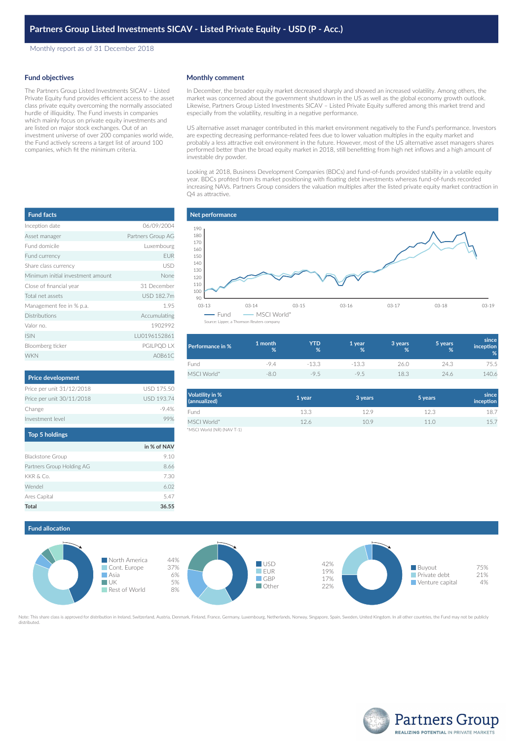# Partners Group Listed Investments SICAV - Listed Private Equity - USD (P - Acc.)

Monthly report as of 31 December 2018

## Fund objectives

The Partners Group Listed Investments SICAV – Listed Private Equity fund provides efficient access to the asset class private equity overcoming the normally associated hurdle of illiquidity. The Fund invests in companies which mainly focus on private equity investments and are listed on major stock exchanges. Out of an investment universe of over 200 companies world wide, the Fund actively screens a target list of around 100 companies, which fit the minimum criteria.

## Monthly comment

In December, the broader equity market decreased sharply and showed an increased volatility. Among others, the market was concerned about the government shutdown in the US as well as the global economy growth outlook. Likewise, Partners Group Listed Investments SICAV – Listed Private Equity suffered among this market trend and especially from the volatility, resulting in a negative performance.

US alternative asset manager contributed in this market environment negatively to the Fund's performance. Investors are expecting decreasing performance-related fees due to lower valuation multiples in the equity market and probably a less attractive exit environment in the future. However, most of the US alternative asset managers shares performed better than the broad equity market in 2018, still benefitting from high net inflows and a high amount of investable dry powder.

Looking at 2018, Business Development Companies (BDCs) and fund-of-funds provided stability in a volatile equity year. BDCs profited from its market positioning with floating debt investments whereas fund-of-funds recorded increasing NAVs. Partners Group considers the valuation multiples after the listed private equity market contraction in Q4 as attractive.

## Fund facts

| Fund facts | |
|---|---|
| Inception date | 06/09/2004 |
| Asset manager | Partners Group AG |
| Fund domicile | Luxembourg |
| Fund currency | EUR |
| Share class currency | USD |
| Minimum initial investment amount | None |
| Close of financial year | 31 December |
| Total net assets | USD 182.7m |
| Management fee in % p.a. | 1.95 |
| Distributions | Accumulating |
| Valor no. | 1902992 |
| ISIN | LU0196152861 |
| Bloomberg ticker | PGILPQD LX |
| WKN | A0B61C |

## Net performance

Fund — MSCI World*

Source: Lipper, a Thomson Reuters company

## Price development

| Price development | |
|---|---|
| Price per unit 31/12/2018 | USD 175.50 |
| Price per unit 30/11/2018 | USD 193.74 |
| Change | -9.4% |
| Investment level | 99% |

## Top 5 holdings

| | in % of NAV |
|---|---|
| Blackstone Group | 9.10 |
| Partners Group Holding AG | 8.66 |
| KKR & Co. | 7.30 |
| Wendel | 6.02 |
| Ares Capital | 5.47 |
| **Total** | **36.55** |

| Performance in % | 1 month % | YTD % | 1 year % | 3 years % | 5 years % | since inception % |
|---|---|---|---|---|---|---|
| Fund | -9.4 | -13.3 | -13.3 | 26.0 | 24.3 | 75.5 |
| MSCI World* | -8.0 | -9.5 | -9.5 | 18.3 | 24.6 | 140.6 |

| Volatility in % (annualized) | 1 year | 3 years | 5 years | since inception |
|---|---|---|---|---|
| Fund | 13.3 | 12.9 | 12.3 | 18.7 |
| MSCI World* | 12.6 | 10.9 | 11.0 | 15.7 |

*MSCI World (NR) (NAV T-1)

## Fund allocation

| Region | |
|---|---|
| North America | 44% |
| Cont. Europe | 37% |
| Asia | 6% |
| UK | 5% |
| Rest of World | 8% |

| Currency | |
|---|---|
| USD | 42% |
| EUR | 19% |
| GBP | 17% |
| Other | 22% |

| Type | |
|---|---|
| Buyout | 75% |
| Private debt | 21% |
| Venture capital | 4% |

Note: This share class is approved for distribution in Ireland, Switzerland, Austria, Denmark, Finland, France, Germany, Luxembourg, Netherlands, Norway, Singapore, Spain, Sweden, United Kingdom. In all other countries, the Fund may not be publicly distributed.

Partners Group
REALIZING POTENTIAL IN PRIVATE MARKETS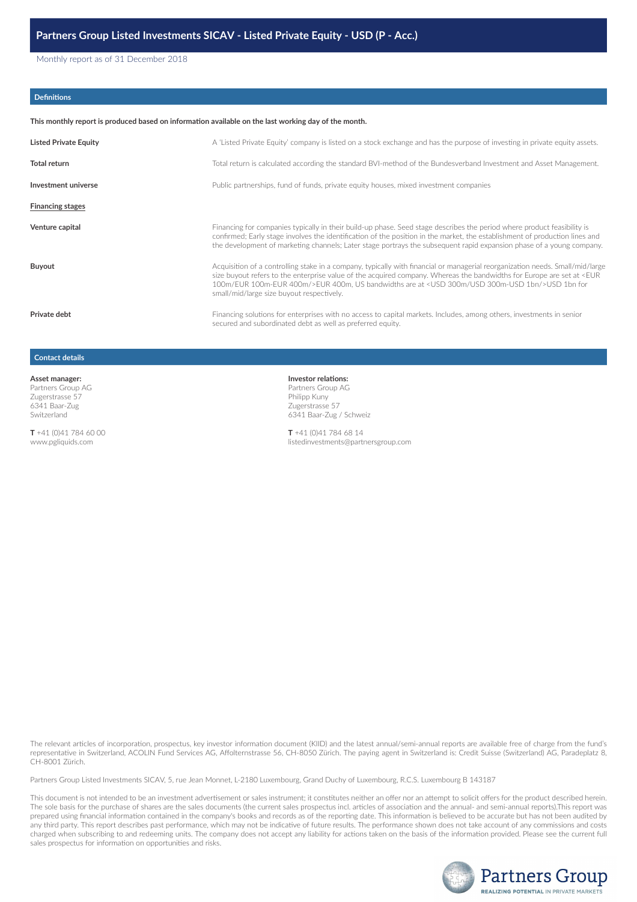# Partners Group Listed Investments SICAV - Listed Private Equity - USD (P - Acc.)

Monthly report as of 31 December 2018

## Definitions

**This monthly report is produced based on information available on the last working day of the month.**

| | |
|---|---|
| **Listed Private Equity** | A 'Listed Private Equity' company is listed on a stock exchange and has the purpose of investing in private equity assets. |
| **Total return** | Total return is calculated according the standard BVI-method of the Bundesverband Investment and Asset Management. |
| **Investment universe** | Public partnerships, fund of funds, private equity houses, mixed investment companies |
| **Financing stages** | |
| **Venture capital** | Financing for companies typically in their build-up phase. Seed stage describes the period where product feasibility is confirmed; Early stage involves the identification of the position in the market, the establishment of production lines and the development of marketing channels; Later stage portrays the subsequent rapid expansion phase of a young company. |
| **Buyout** | Acquisition of a controlling stake in a company, typically with financial or managerial reorganization needs. Small/mid/large size buyout refers to the enterprise value of the acquired company. Whereas the bandwidths for Europe are set at <EUR 100m/EUR 100m-EUR 400m/>EUR 400m, US bandwidths are at <USD 300m/USD 300m-USD 1bn/>USD 1bn for small/mid/large size buyout respectively. |
| **Private debt** | Financing solutions for enterprises with no access to capital markets. Includes, among others, investments in senior secured and subordinated debt as well as preferred equity. |

## Contact details

**Asset manager:**
Partners Group AG
Zugerstrasse 57
6341 Baar-Zug
Switzerland

**T** +41 (0)41 784 60 00
www.pgliquids.com

**Investor relations:**
Partners Group AG
Philipp Kuny
Zugerstrasse 57
6341 Baar-Zug / Schweiz

**T** +41 (0)41 784 68 14
listedinvestments@partnersgroup.com

The relevant articles of incorporation, prospectus, key investor information document (KIID) and the latest annual/semi-annual reports are available free of charge from the fund's representative in Switzerland, ACOLIN Fund Services AG, Affolternstrasse 56, CH-8050 Zürich. The paying agent in Switzerland is: Credit Suisse (Switzerland) AG, Paradeplatz 8, CH-8001 Zürich.

Partners Group Listed Investments SICAV, 5, rue Jean Monnet, L-2180 Luxembourg, Grand Duchy of Luxembourg, R.C.S. Luxembourg B 143187

This document is not intended to be an investment advertisement or sales instrument; it constitutes neither an offer nor an attempt to solicit offers for the product described herein. The sole basis for the purchase of shares are the sales documents (the current sales prospectus incl. articles of association and the annual- and semi-annual reports).This report was prepared using financial information contained in the company's books and records as of the reporting date. This information is believed to be accurate but has not been audited by any third party. This report describes past performance, which may not be indicative of future results. The performance shown does not take account of any commissions and costs charged when subscribing to and redeeming units. The company does not accept any liability for actions taken on the basis of the information provided. Please see the current full sales prospectus for information on opportunities and risks.

Partners Group
REALIZING POTENTIAL IN PRIVATE MARKETS